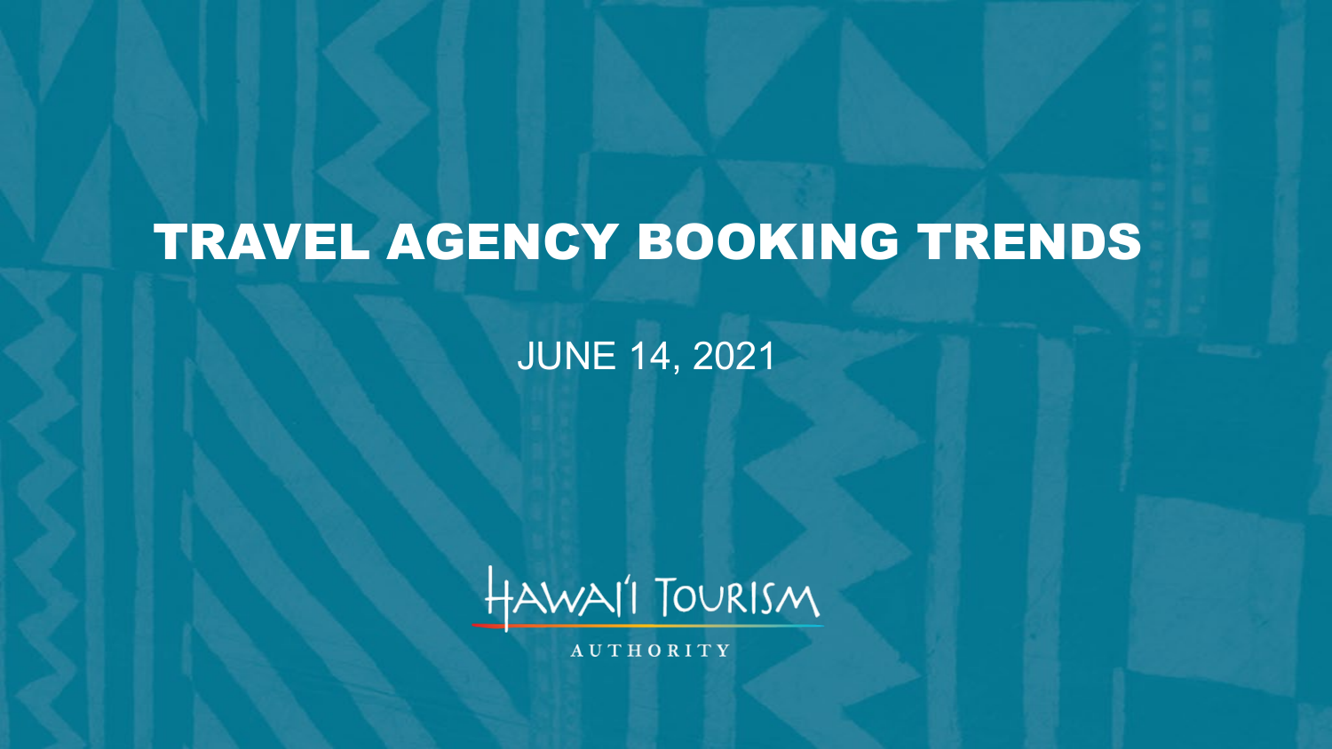# TRAVEL AGENCY BOOKING TRENDS

JUNE 14, 2021

HAWAI'I TOURISM AUTHORITY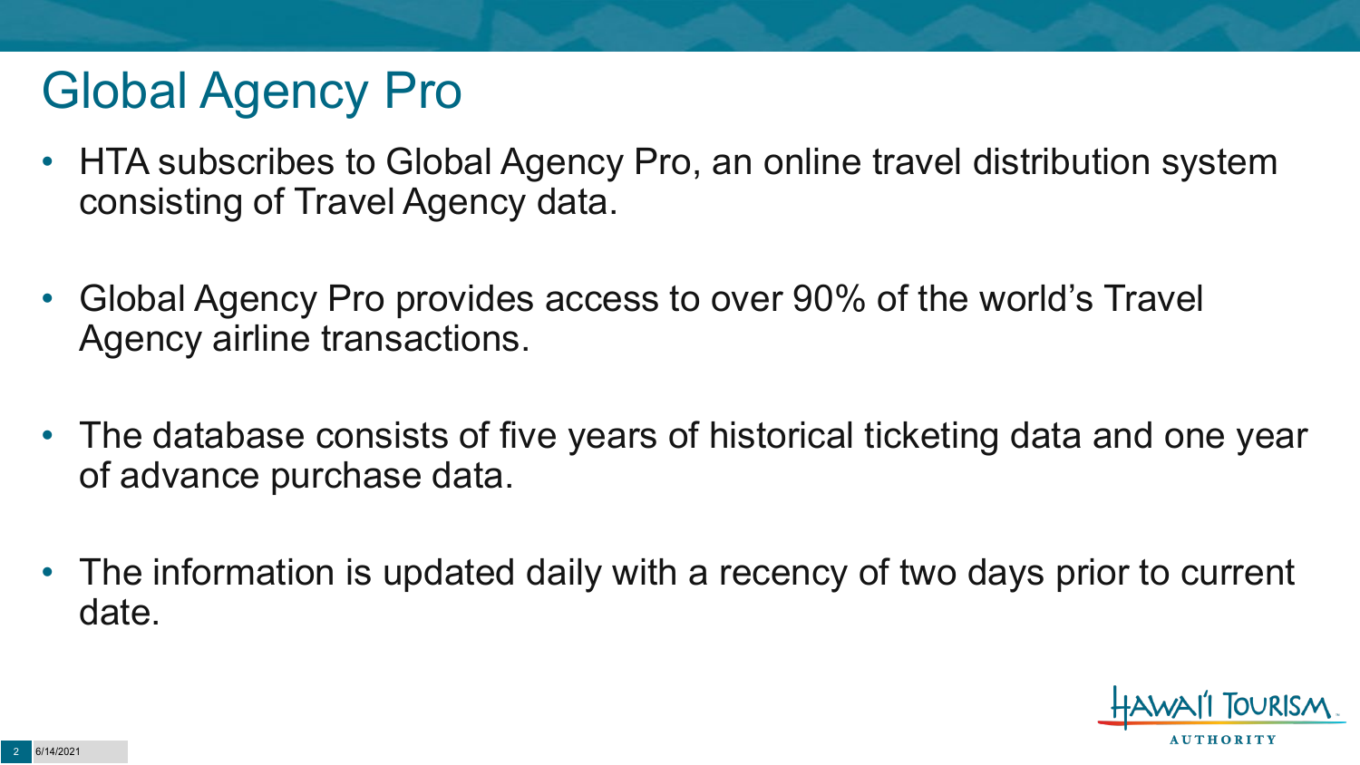# Global Agency Pro

- HTA subscribes to Global Agency Pro, an online travel distribution system consisting of Travel Agency data.
- Global Agency Pro provides access to over 90% of the world's Travel Agency airline transactions.
- The database consists of five years of historical ticketing data and one year of advance purchase data.
- The information is updated daily with a recency of two days prior to current date.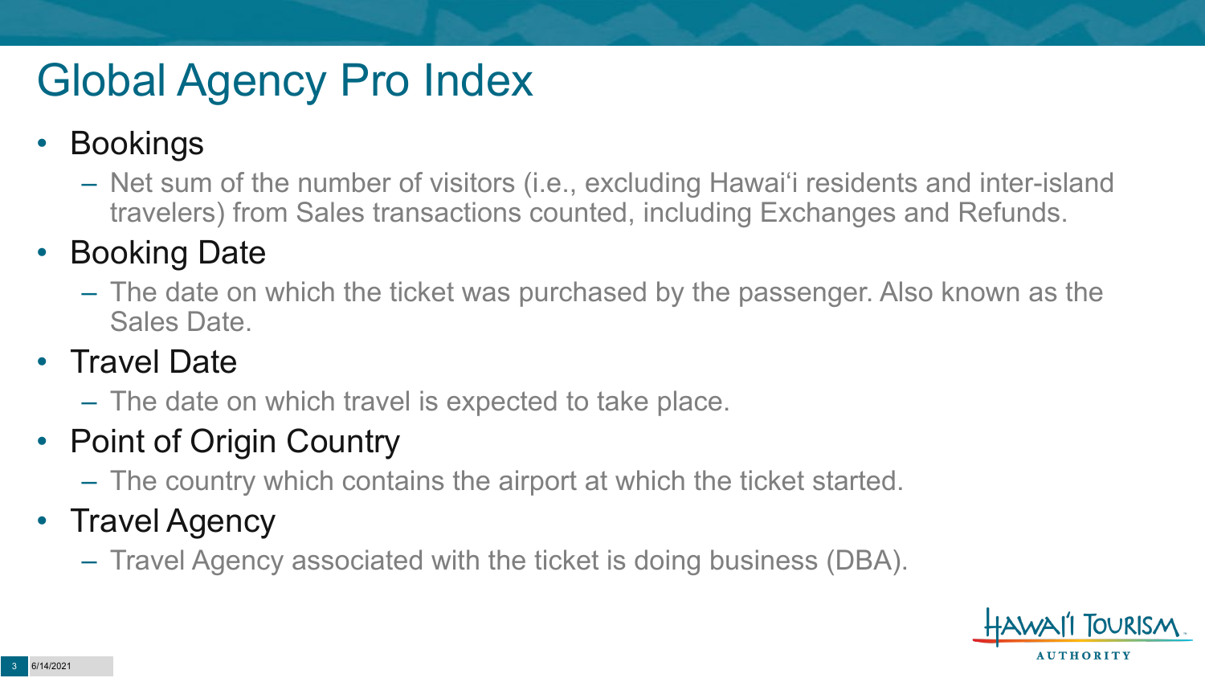# Global Agency Pro Index

- Bookings
  - Net sum of the number of visitors (i.e., excluding Hawai‘i residents and inter-island travelers) from Sales transactions counted, including Exchanges and Refunds.
- Booking Date
  - The date on which the ticket was purchased by the passenger. Also known as the Sales Date.
- Travel Date
  - The date on which travel is expected to take place.
- Point of Origin Country
  - The country which contains the airport at which the ticket started.
- Travel Agency
  - Travel Agency associated with the ticket is doing business (DBA).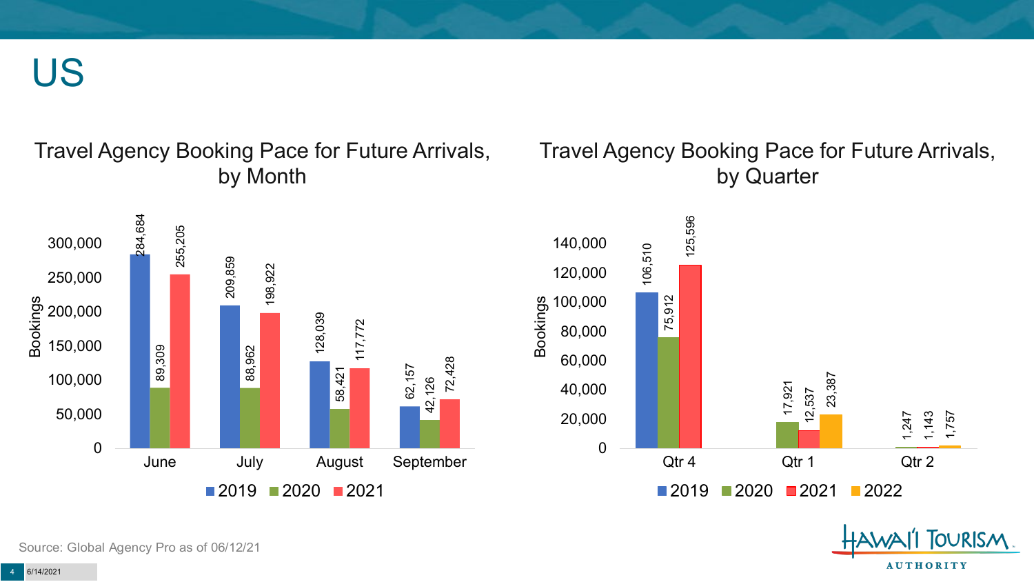# US

## Travel Agency Booking Pace for Future Arrivals, by Month

| Month | 2019 | 2020 | 2021 |
|---|---|---|---|
| June | 284,684 | 89,309 | 255,205 |
| July | 209,859 | 88,962 | 198,922 |
| August | 128,039 | 58,421 | 117,772 |
| September | 62,157 | 42,126 | 72,428 |

## Travel Agency Booking Pace for Future Arrivals, by Quarter

| Quarter | 2019 | 2020 | 2021 | 2022 |
|---|---|---|---|---|
| Qtr 4 | 106,510 | 75,912 | 125,596 | |
| Qtr 1 | | 17,921 | 12,537 | 23,387 |
| Qtr 2 | | 1,247 | 1,143 | 1,757 |

Source: Global Agency Pro as of 06/12/21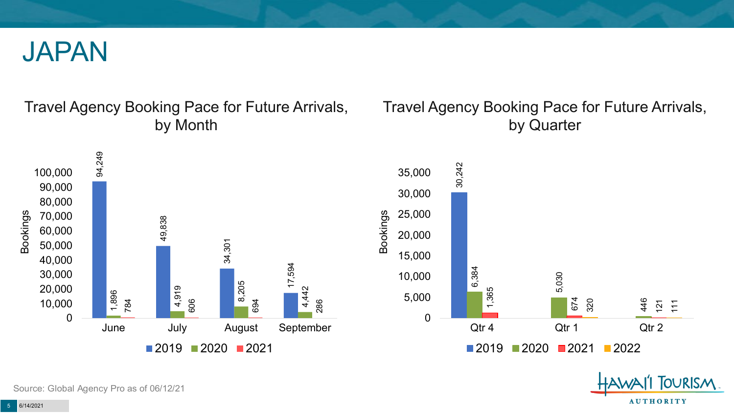# JAPAN

## Travel Agency Booking Pace for Future Arrivals, by Month

| Month | 2019 | 2020 | 2021 |
| --- | --- | --- | --- |
| June | 94,249 | 1,896 | 784 |
| July | 49,838 | 4,919 | 606 |
| August | 34,301 | 8,205 | 694 |
| September | 17,594 | 4,442 | 286 |

## Travel Agency Booking Pace for Future Arrivals, by Quarter

| Quarter | 2019 | 2020 | 2021 | 2022 |
| --- | --- | --- | --- | --- |
| Qtr 4 | 30,242 | 6,384 | 1,365 | |
| Qtr 1 | | 5,030 | 674 | 320 |
| Qtr 2 | | 446 | 121 | 111 |

Source: Global Agency Pro as of 06/12/21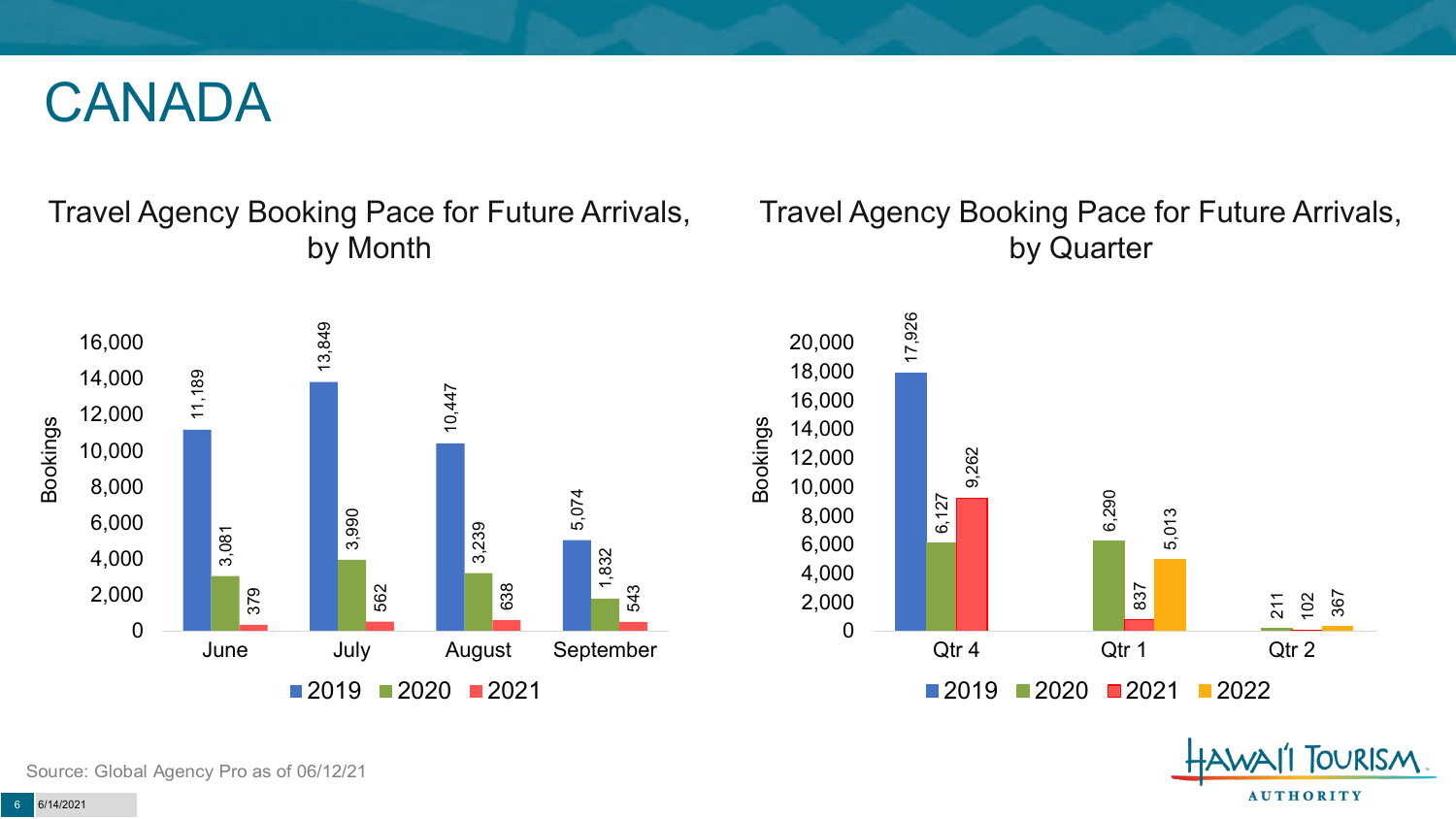# CANADA

## Travel Agency Booking Pace for Future Arrivals, by Month

| Month | 2019 | 2020 | 2021 |
|---|---|---|---|
| June | 11,189 | 3,081 | 379 |
| July | 13,849 | 3,990 | 562 |
| August | 10,447 | 3,239 | 638 |
| September | 5,074 | 1,832 | 543 |

## Travel Agency Booking Pace for Future Arrivals, by Quarter

| Quarter | 2019 | 2020 | 2021 | 2022 |
|---|---|---|---|---|
| Qtr 4 | 17,926 | 6,127 | 9,262 | |
| Qtr 1 | | 6,290 | 837 | 5,013 |
| Qtr 2 | | 211 | 102 | 367 |

Source: Global Agency Pro as of 06/12/21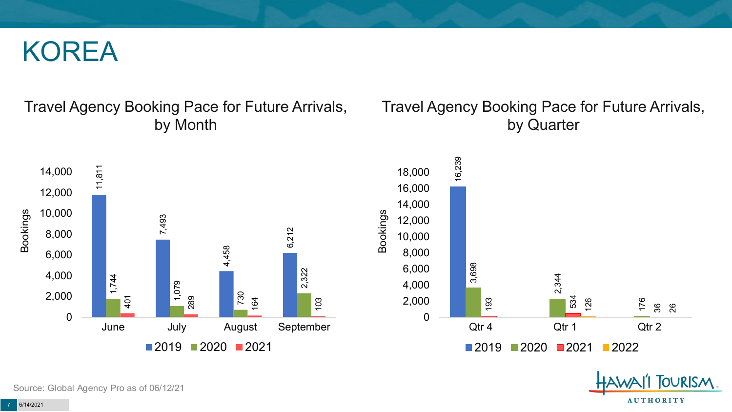# KOREA

## Travel Agency Booking Pace for Future Arrivals, by Month

| Month | 2019 | 2020 | 2021 |
|---|---|---|---|
| June | 11,811 | 1,744 | 401 |
| July | 7,493 | 1,079 | 289 |
| August | 4,458 | 730 | 164 |
| September | 6,212 | 2,322 | 103 |

## Travel Agency Booking Pace for Future Arrivals, by Quarter

| Quarter | 2019 | 2020 | 2021 | 2022 |
|---|---|---|---|---|
| Qtr 4 | 16,239 | 3,698 | 193 | |
| Qtr 1 | | 2,344 | 534 | 126 |
| Qtr 2 | | 176 | 36 | 26 |

Source: Global Agency Pro as of 06/12/21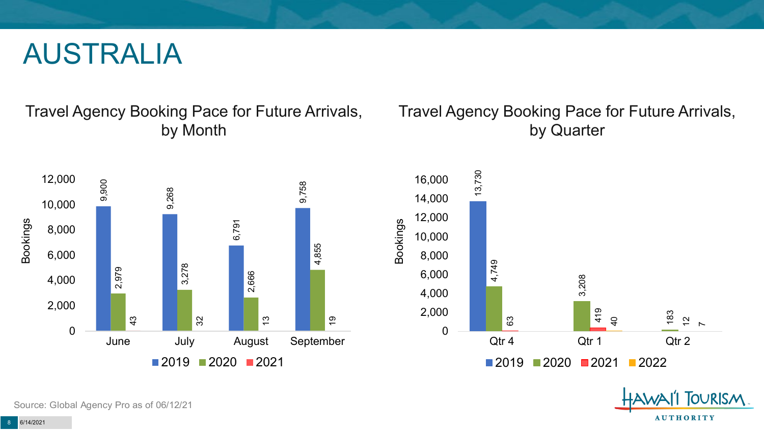# AUSTRALIA

## Travel Agency Booking Pace for Future Arrivals, by Month

| Month | 2019 | 2020 | 2021 |
| --- | --- | --- | --- |
| June | 9,900 | 2,979 | 43 |
| July | 9,268 | 3,278 | 32 |
| August | 6,791 | 2,666 | 13 |
| September | 9,758 | 4,855 | 19 |

## Travel Agency Booking Pace for Future Arrivals, by Quarter

| Quarter | 2019 | 2020 | 2021 | 2022 |
| --- | --- | --- | --- | --- |
| Qtr 4 | 13,730 | 4,749 | 63 | |
| Qtr 1 | | 3,208 | 419 | 40 |
| Qtr 2 | | 183 | 12 | 7 |

Source: Global Agency Pro as of 06/12/21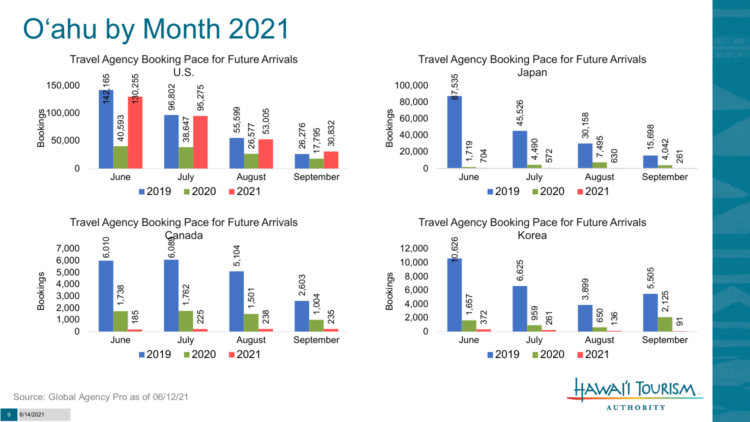# O'ahu by Month 2021

## Travel Agency Booking Pace for Future Arrivals U.S.

| Month | 2019 | 2020 | 2021 |
|---|---|---|---|
| June | 142,165 | 40,593 | 130,255 |
| July | 96,802 | 38,647 | 95,275 |
| August | 55,599 | 26,577 | 53,005 |
| September | 26,276 | 17,795 | 30,832 |

## Travel Agency Booking Pace for Future Arrivals Japan

| Month | 2019 | 2020 | 2021 |
|---|---|---|---|
| June | 87,535 | 1,719 | 704 |
| July | 45,526 | 4,490 | 572 |
| August | 30,158 | 7,495 | 630 |
| September | 15,698 | 4,042 | 261 |

## Travel Agency Booking Pace for Future Arrivals Canada

| Month | 2019 | 2020 | 2021 |
|---|---|---|---|
| June | 6,010 | 1,738 | 185 |
| July | 6,089 | 1,762 | 225 |
| August | 5,104 | 1,501 | 238 |
| September | 2,603 | 1,004 | 235 |

## Travel Agency Booking Pace for Future Arrivals Korea

| Month | 2019 | 2020 | 2021 |
|---|---|---|---|
| June | 10,626 | 1,657 | 372 |
| July | 6,625 | 959 | 261 |
| August | 3,899 | 650 | 136 |
| September | 5,505 | 2,125 | 91 |

Source: Global Agency Pro as of 06/12/21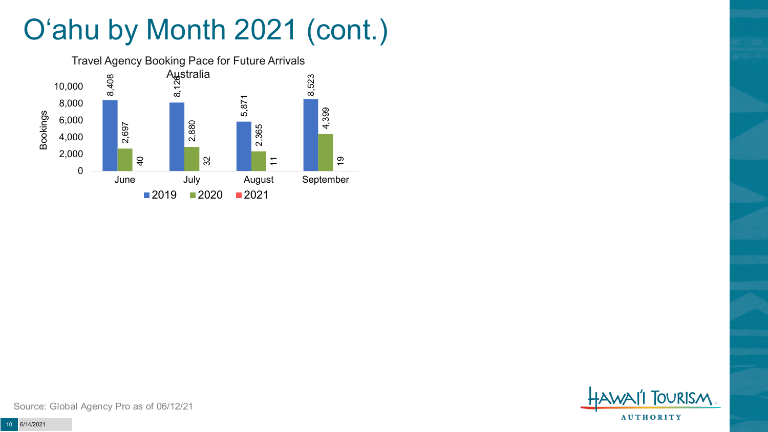# O'ahu by Month 2021 (cont.)

Travel Agency Booking Pace for Future Arrivals Australia

| Month | 2019 | 2020 | 2021 |
| --- | --- | --- | --- |
| June | 8,408 | 2,697 | 40 |
| July | 8,126 | 2,880 | 32 |
| August | 5,871 | 2,365 | 11 |
| September | 8,523 | 4,399 | 19 |

Source: Global Agency Pro as of 06/12/21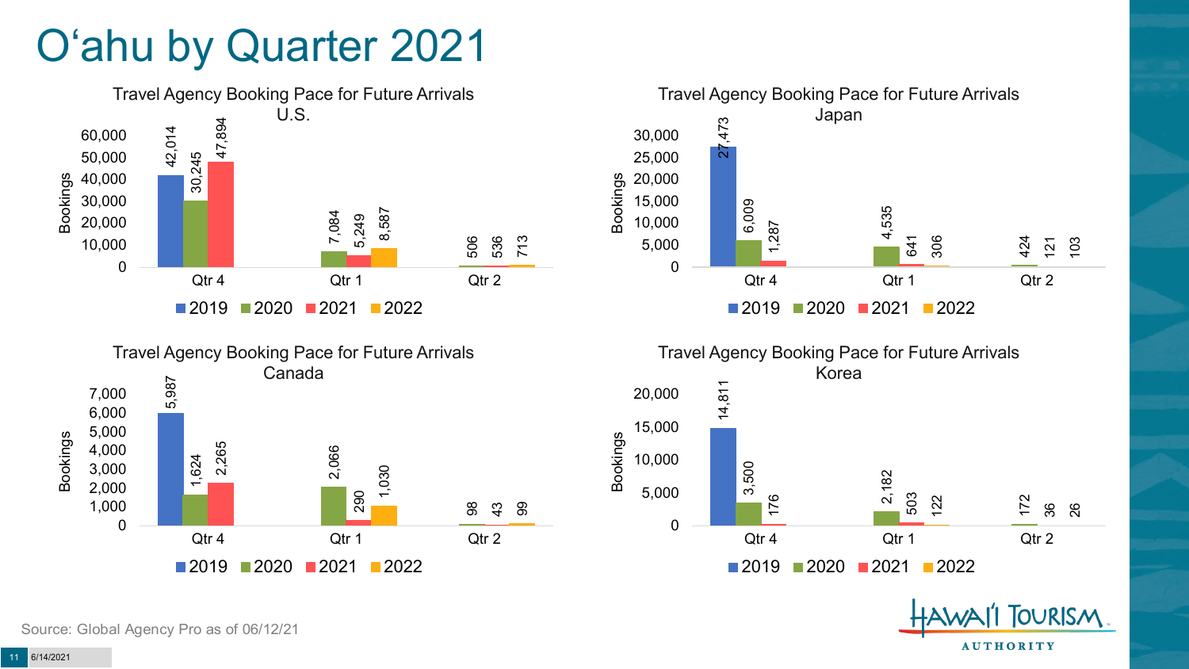# O'ahu by Quarter 2021

**Travel Agency Booking Pace for Future Arrivals U.S.**

| | 2019 | 2020 | 2021 | 2022 |
|---|---|---|---|---|
| Qtr 4 | 42,014 | 30,245 | 47,894 | |
| Qtr 1 | | 7,084 | 5,249 | 8,587 |
| Qtr 2 | | 506 | 536 | 713 |

**Travel Agency Booking Pace for Future Arrivals Japan**

| | 2019 | 2020 | 2021 | 2022 |
|---|---|---|---|---|
| Qtr 4 | 27,473 | 6,009 | 1,287 | |
| Qtr 1 | | 4,535 | 641 | 306 |
| Qtr 2 | | 424 | 121 | 103 |

**Travel Agency Booking Pace for Future Arrivals Canada**

| | 2019 | 2020 | 2021 | 2022 |
|---|---|---|---|---|
| Qtr 4 | 5,987 | 1,624 | 2,265 | |
| Qtr 1 | | 2,066 | 290 | 1,030 |
| Qtr 2 | | 98 | 43 | 99 |

**Travel Agency Booking Pace for Future Arrivals Korea**

| | 2019 | 2020 | 2021 | 2022 |
|---|---|---|---|---|
| Qtr 4 | 14,811 | 3,500 | 176 | |
| Qtr 1 | | 2,182 | 503 | 122 |
| Qtr 2 | | 172 | 36 | 26 |

Source: Global Agency Pro as of 06/12/21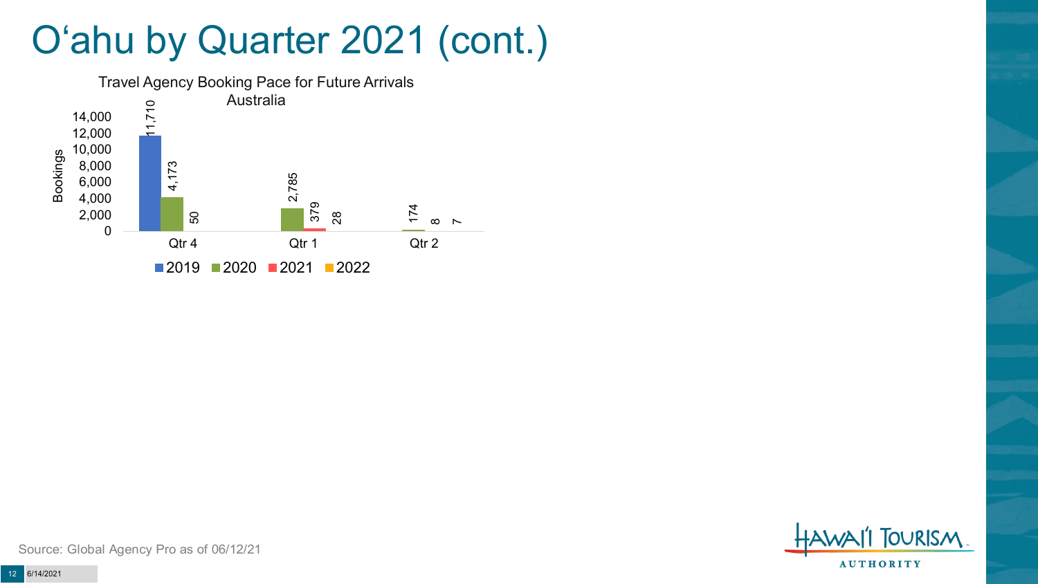# O‘ahu by Quarter 2021 (cont.)

**Travel Agency Booking Pace for Future Arrivals**
**Australia**

Bookings

| | 2019 | 2020 | 2021 | 2022 |
|---|---|---|---|---|
| Qtr 4 | 11,710 | 4,173 | 50 | |
| Qtr 1 | | 2,785 | 379 | 28 |
| Qtr 2 | | 174 | 8 | 7 |

Source: Global Agency Pro as of 06/12/21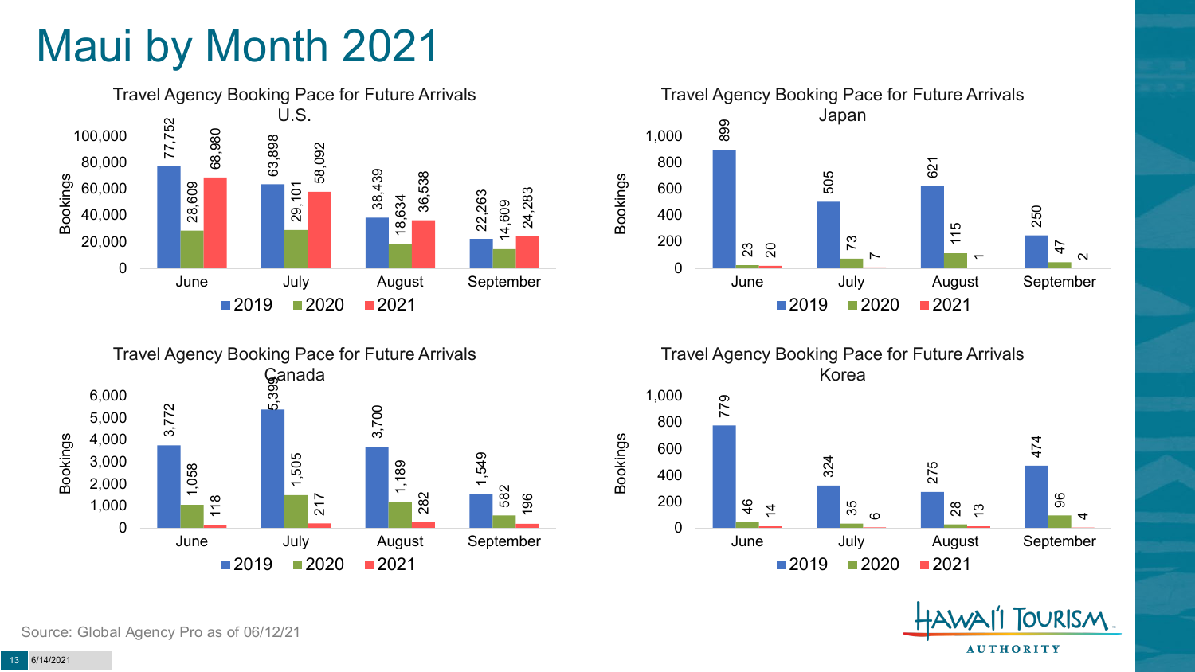# Maui by Month 2021

## Travel Agency Booking Pace for Future Arrivals U.S.

| Month | 2019 | 2020 | 2021 |
|---|---|---|---|
| June | 77,752 | 28,609 | 68,980 |
| July | 63,898 | 29,101 | 58,092 |
| August | 38,439 | 18,634 | 36,538 |
| September | 22,263 | 14,609 | 24,283 |

## Travel Agency Booking Pace for Future Arrivals Japan

| Month | 2019 | 2020 | 2021 |
|---|---|---|---|
| June | 899 | 23 | 20 |
| July | 505 | 73 | 7 |
| August | 621 | 115 | 1 |
| September | 250 | 47 | 2 |

## Travel Agency Booking Pace for Future Arrivals Canada

| Month | 2019 | 2020 | 2021 |
|---|---|---|---|
| June | 3,772 | 1,058 | 118 |
| July | 5,398 | 1,505 | 217 |
| August | 3,700 | 1,189 | 282 |
| September | 1,549 | 582 | 196 |

## Travel Agency Booking Pace for Future Arrivals Korea

| Month | 2019 | 2020 | 2021 |
|---|---|---|---|
| June | 779 | 46 | 14 |
| July | 324 | 35 | 6 |
| August | 275 | 28 | 13 |
| September | 474 | 96 | 4 |

Source: Global Agency Pro as of 06/12/21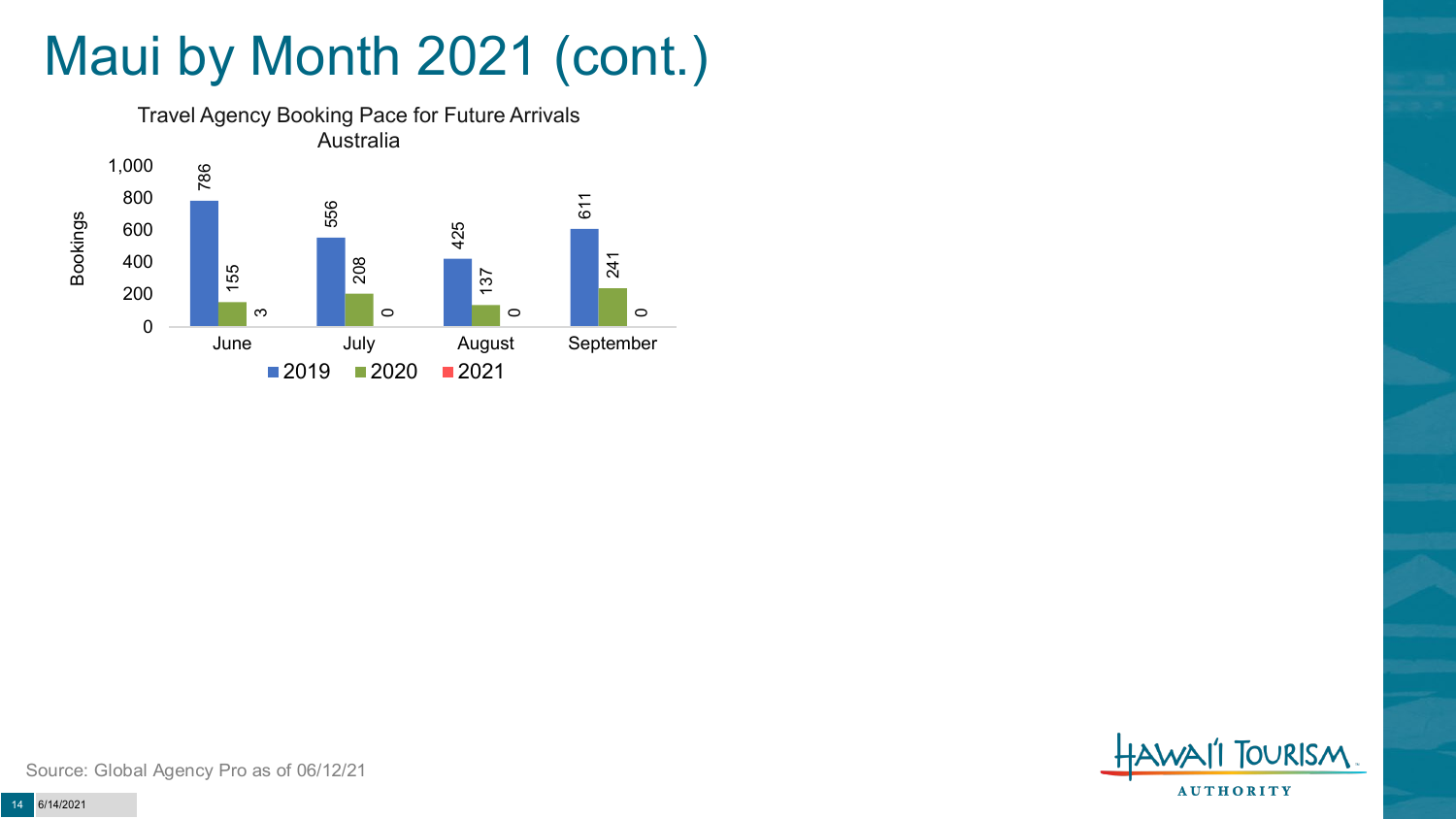# Maui by Month 2021 (cont.)

Travel Agency Booking Pace for Future Arrivals
Australia

| Month | 2019 | 2020 | 2021 |
| --- | --- | --- | --- |
| June | 786 | 155 | 3 |
| July | 556 | 208 | 0 |
| August | 425 | 137 | 0 |
| September | 611 | 241 | 0 |

Source: Global Agency Pro as of 06/12/21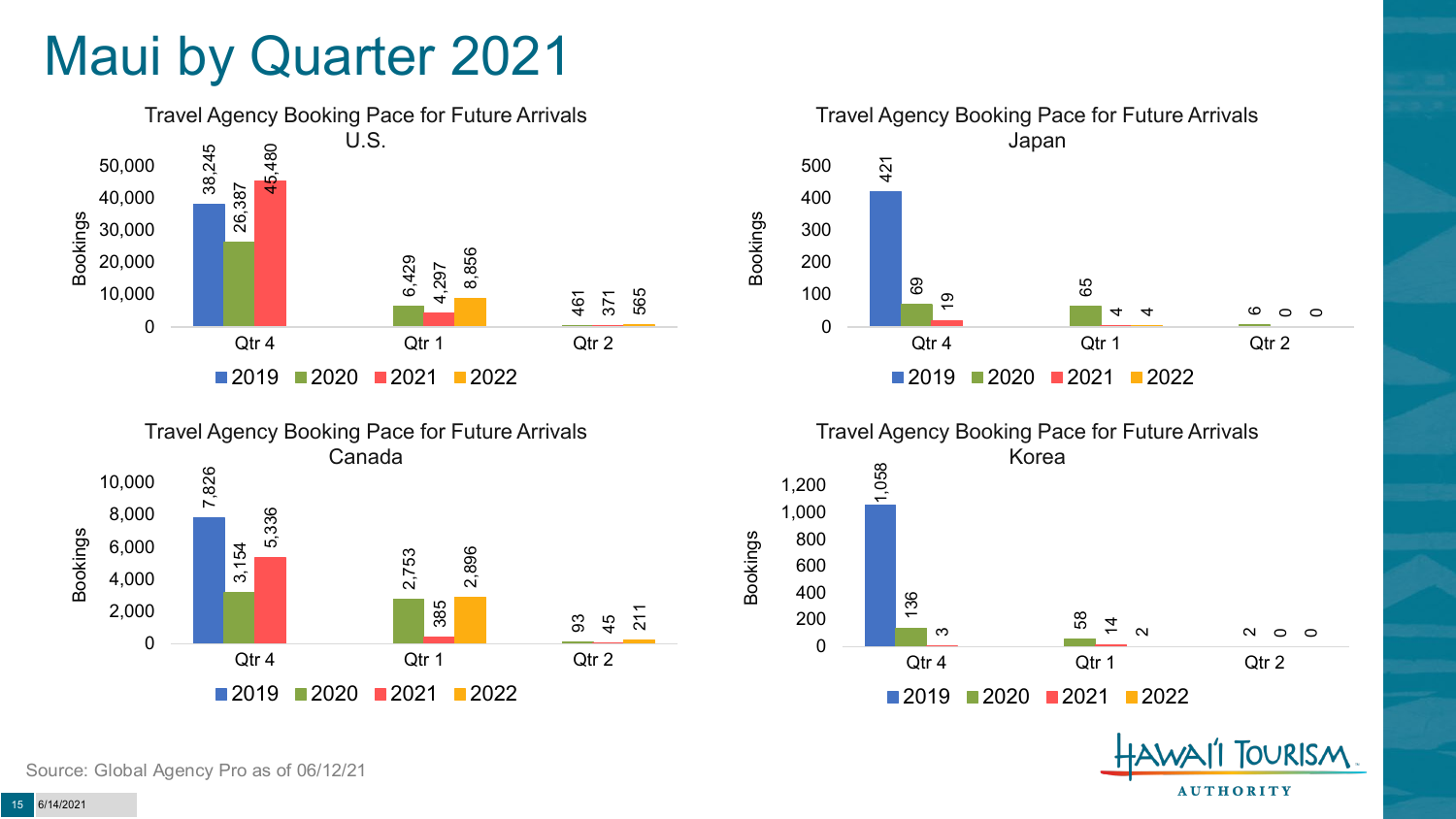# Maui by Quarter 2021

### Travel Agency Booking Pace for Future Arrivals U.S.

| Bookings | 2019 | 2020 | 2021 | 2022 |
|---|---|---|---|---|
| Qtr 4 | 38,245 | 26,387 | 45,480 | |
| Qtr 1 | | 6,429 | 4,297 | 8,856 |
| Qtr 2 | | 461 | 371 | 565 |

### Travel Agency Booking Pace for Future Arrivals Japan

| Bookings | 2019 | 2020 | 2021 | 2022 |
|---|---|---|---|---|
| Qtr 4 | 421 | 69 | 19 | |
| Qtr 1 | | 65 | 4 | 4 |
| Qtr 2 | | 6 | 0 | 0 |

### Travel Agency Booking Pace for Future Arrivals Canada

| Bookings | 2019 | 2020 | 2021 | 2022 |
|---|---|---|---|---|
| Qtr 4 | 7,826 | 3,154 | 5,336 | |
| Qtr 1 | | 2,753 | 385 | 2,896 |
| Qtr 2 | | 93 | 45 | 211 |

### Travel Agency Booking Pace for Future Arrivals Korea

| Bookings | 2019 | 2020 | 2021 | 2022 |
|---|---|---|---|---|
| Qtr 4 | 1,058 | 136 | 3 | |
| Qtr 1 | | 58 | 14 | 2 |
| Qtr 2 | | 2 | 0 | 0 |

Source: Global Agency Pro as of 06/12/21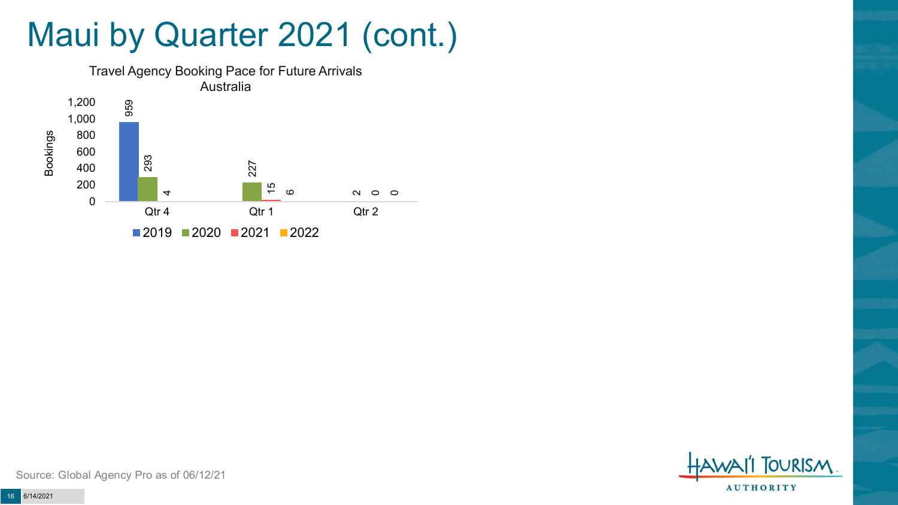# Maui by Quarter 2021 (cont.)

Travel Agency Booking Pace for Future Arrivals
Australia

| Quarter | 2019 | 2020 | 2021 | 2022 |
|---|---|---|---|---|
| Qtr 4 | 959 | 293 | 4 | |
| Qtr 1 | | 227 | 15 | 6 |
| Qtr 2 | | | 2 | 0 | 0 |

Source: Global Agency Pro as of 06/12/21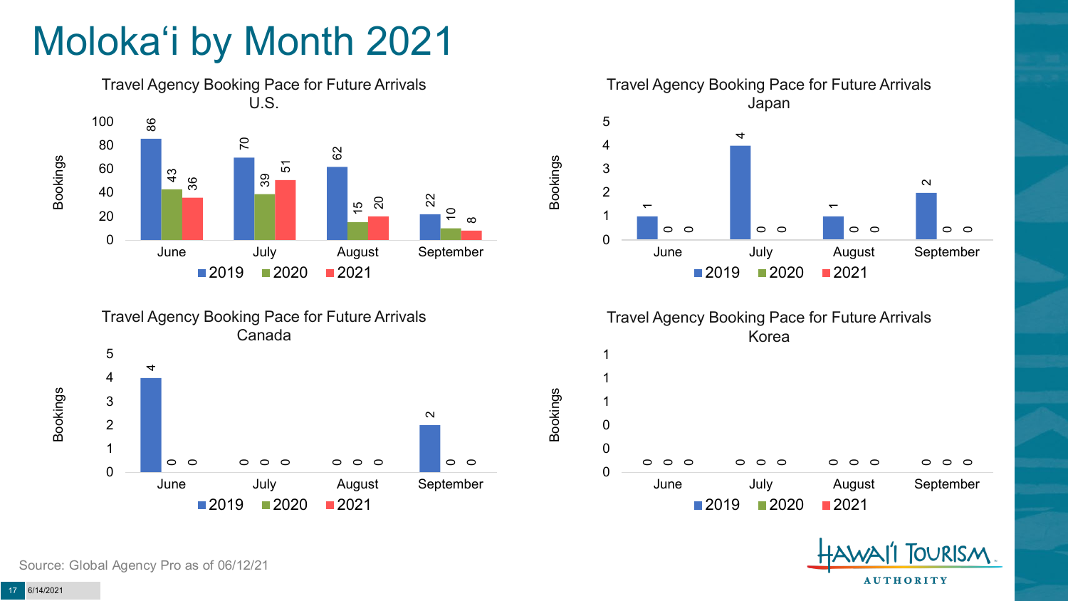# Molokaʻi by Month 2021

## Travel Agency Booking Pace for Future Arrivals U.S.

| Month | 2019 | 2020 | 2021 |
| --- | --- | --- | --- |
| June | 86 | 43 | 36 |
| July | 70 | 39 | 51 |
| August | 62 | 15 | 20 |
| September | 22 | 10 | 8 |

## Travel Agency Booking Pace for Future Arrivals Japan

| Month | 2019 | 2020 | 2021 |
| --- | --- | --- | --- |
| June | 1 | 0 | 0 |
| July | 4 | 0 | 0 |
| August | 1 | 0 | 0 |
| September | 2 | 0 | 0 |

## Travel Agency Booking Pace for Future Arrivals Canada

| Month | 2019 | 2020 | 2021 |
| --- | --- | --- | --- |
| June | 4 | 0 | 0 |
| July | 0 | 0 | 0 |
| August | 0 | 0 | 0 |
| September | 2 | 0 | 0 |

## Travel Agency Booking Pace for Future Arrivals Korea

| Month | 2019 | 2020 | 2021 |
| --- | --- | --- | --- |
| June | 0 | 0 | 0 |
| July | 0 | 0 | 0 |
| August | 0 | 0 | 0 |
| September | 0 | 0 | 0 |

Source: Global Agency Pro as of 06/12/21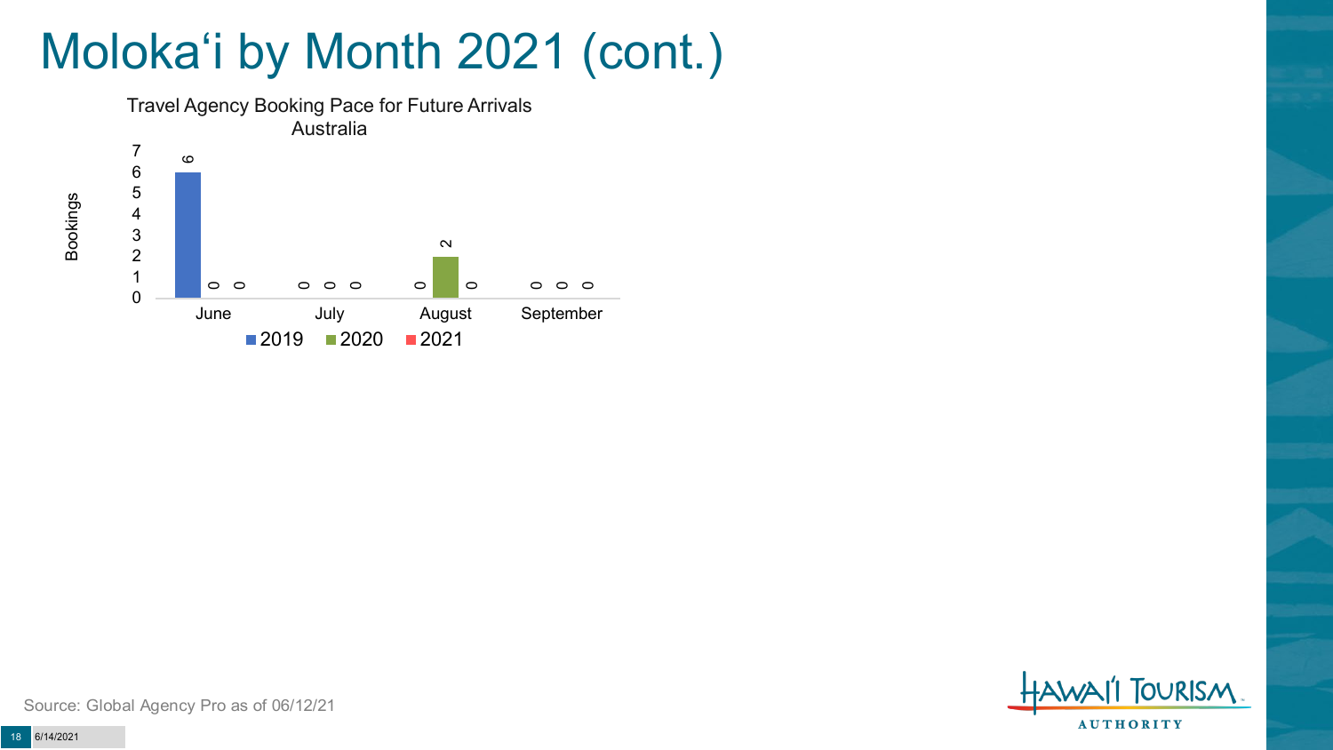# Moloka‘i by Month 2021 (cont.)

Travel Agency Booking Pace for Future Arrivals
Australia

| Month | 2019 | 2020 | 2021 |
|---|---|---|---|
| June | 6 | 0 | 0 |
| July | 0 | 0 | 0 |
| August | 0 | 2 | 0 |
| September | 0 | 0 | 0 |

Source: Global Agency Pro as of 06/12/21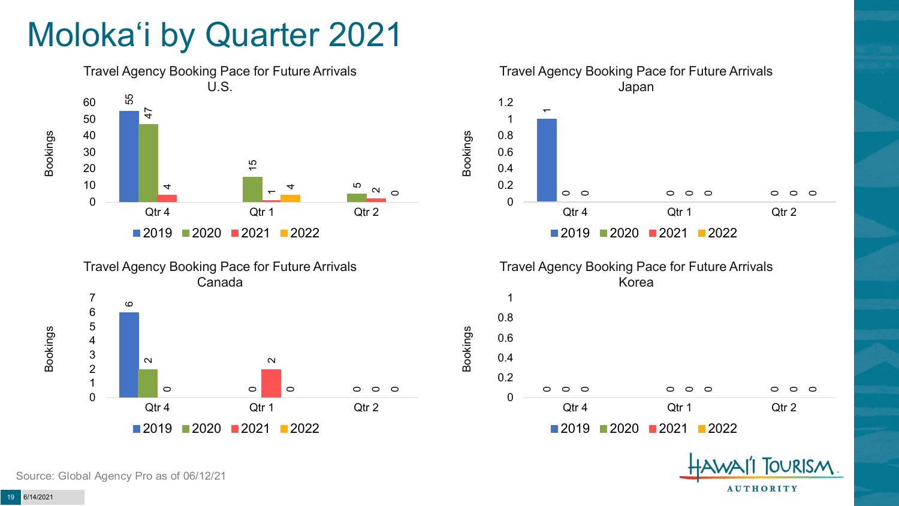# Moloka'i by Quarter 2021

## Travel Agency Booking Pace for Future Arrivals U.S.

| Bookings | 2019 | 2020 | 2021 | 2022 |
|---|---|---|---|---|
| Qtr 4 | 55 | 47 | 4 | |
| Qtr 1 | | 15 | 1 | 4 |
| Qtr 2 | | 5 | 2 | 0 |

## Travel Agency Booking Pace for Future Arrivals Japan

| Bookings | 2019 | 2020 | 2021 | 2022 |
|---|---|---|---|---|
| Qtr 4 | 1 | 0 | 0 | |
| Qtr 1 | | 0 | 0 | 0 |
| Qtr 2 | | 0 | 0 | 0 |

## Travel Agency Booking Pace for Future Arrivals Canada

| Bookings | 2019 | 2020 | 2021 | 2022 |
|---|---|---|---|---|
| Qtr 4 | 6 | 2 | 0 | |
| Qtr 1 | | 0 | 2 | 0 |
| Qtr 2 | | 0 | 0 | 0 |

## Travel Agency Booking Pace for Future Arrivals Korea

| Bookings | 2019 | 2020 | 2021 | 2022 |
|---|---|---|---|---|
| Qtr 4 | 0 | 0 | 0 | |
| Qtr 1 | | 0 | 0 | 0 |
| Qtr 2 | | 0 | 0 | 0 |

Source: Global Agency Pro as of 06/12/21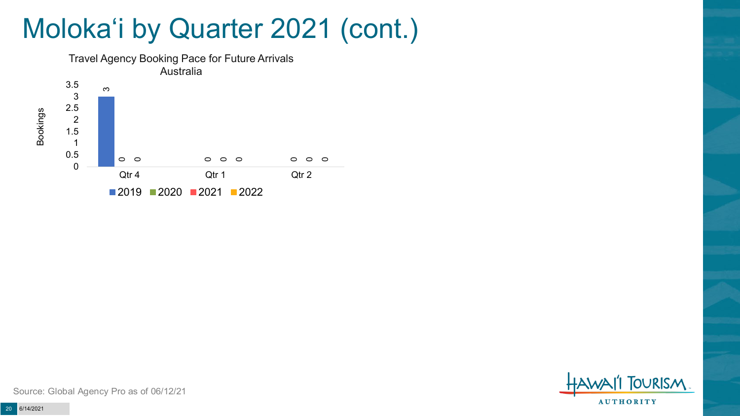# Moloka'i by Quarter 2021 (cont.)

Travel Agency Booking Pace for Future Arrivals
Australia

| Quarter | 2019 | 2020 | 2021 | 2022 |
| --- | --- | --- | --- | --- |
| Qtr 4 | 3 | 0 | 0 | |
| Qtr 1 | | 0 | 0 | 0 |
| Qtr 2 | | 0 | 0 | 0 |

Source: Global Agency Pro as of 06/12/21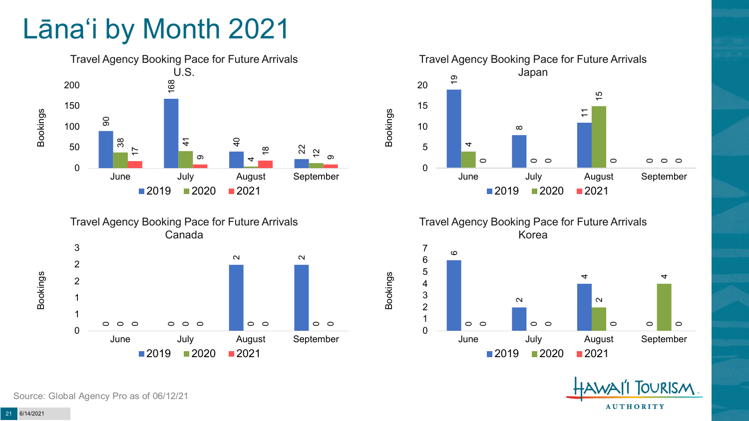# Lānaʻi by Month 2021

**Travel Agency Booking Pace for Future Arrivals U.S.**

| Bookings | 2019 | 2020 | 2021 |
| --- | --- | --- | --- |
| June | 90 | 38 | 17 |
| July | 168 | 41 | 9 |
| August | 40 | 4 | 18 |
| September | 22 | 12 | 9 |

**Travel Agency Booking Pace for Future Arrivals Japan**

| Bookings | 2019 | 2020 | 2021 |
| --- | --- | --- | --- |
| June | 19 | 4 | 0 |
| July | 8 | 0 | 0 |
| August | 11 | 15 | 0 |
| September | 0 | 0 | 0 |

**Travel Agency Booking Pace for Future Arrivals Canada**

| Bookings | 2019 | 2020 | 2021 |
| --- | --- | --- | --- |
| June | 0 | 0 | 0 |
| July | 0 | 0 | 0 |
| August | 2 | 0 | 0 |
| September | 2 | 0 | 0 |

**Travel Agency Booking Pace for Future Arrivals Korea**

| Bookings | 2019 | 2020 | 2021 |
| --- | --- | --- | --- |
| June | 6 | 0 | 0 |
| July | 2 | 0 | 0 |
| August | 4 | 2 | 0 |
| September | 0 | 4 | 0 |

Source: Global Agency Pro as of 06/12/21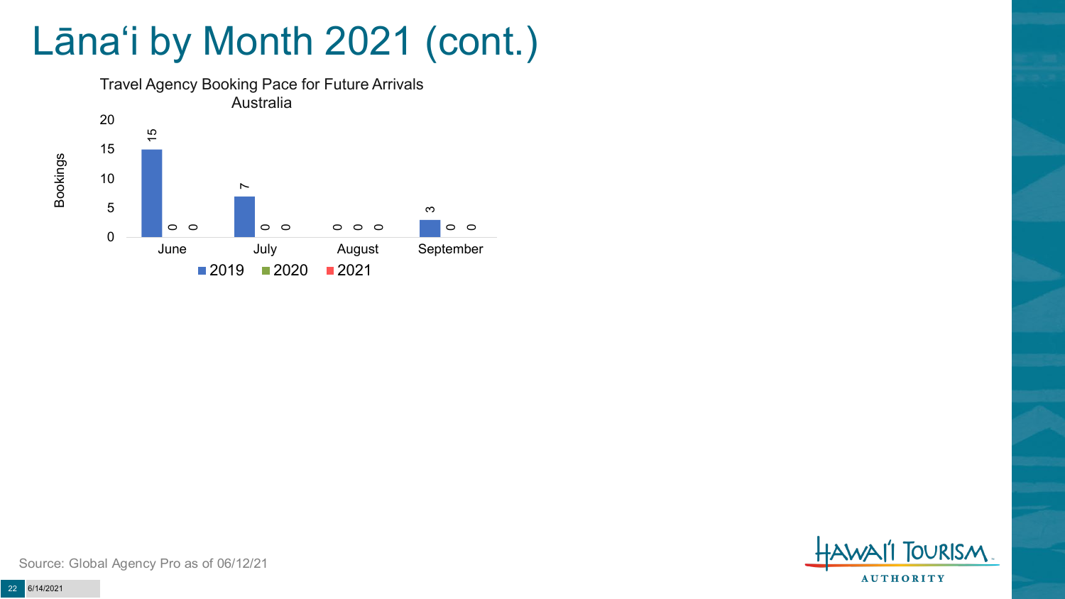# Lānaʻi by Month 2021 (cont.)

Travel Agency Booking Pace for Future Arrivals
Australia

| Month | 2019 | 2020 | 2021 |
|---|---|---|---|
| June | 15 | 0 | 0 |
| July | 7 | 0 | 0 |
| August | 0 | 0 | 0 |
| September | 3 | 0 | 0 |

Source: Global Agency Pro as of 06/12/21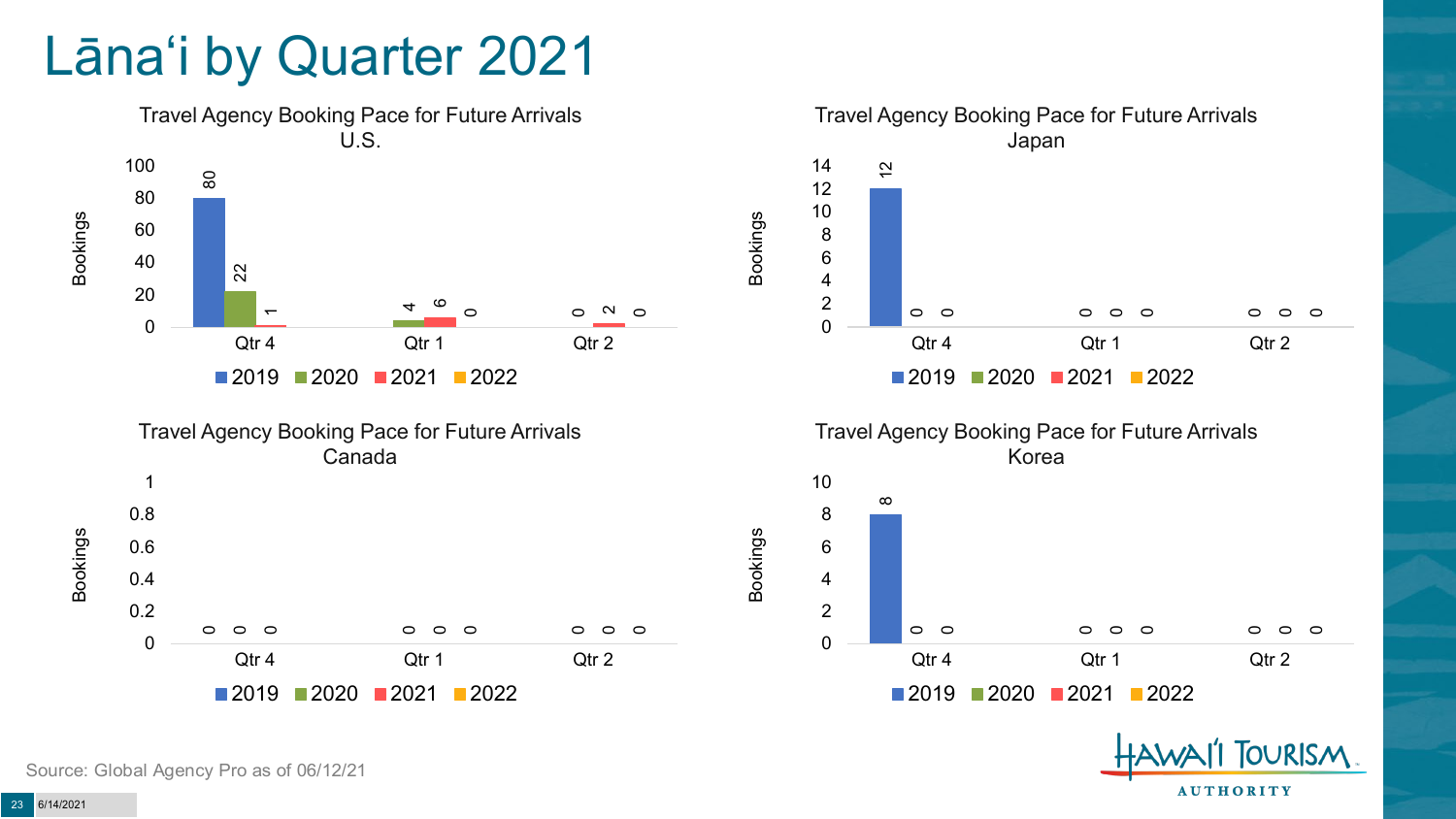# Lānaʻi by Quarter 2021

### Travel Agency Booking Pace for Future Arrivals U.S.

| Bookings | 2019 | 2020 | 2021 | 2022 |
|---|---|---|---|---|
| Qtr 4 | 80 | 22 | 1 | |
| Qtr 1 | | 4 | 6 | 0 |
| Qtr 2 | | 0 | 2 | 0 |

### Travel Agency Booking Pace for Future Arrivals Japan

| Bookings | 2019 | 2020 | 2021 | 2022 |
|---|---|---|---|---|
| Qtr 4 | 12 | 0 | 0 | |
| Qtr 1 | | 0 | 0 | 0 |
| Qtr 2 | | 0 | 0 | 0 |

### Travel Agency Booking Pace for Future Arrivals Canada

| Bookings | 2019 | 2020 | 2021 | 2022 |
|---|---|---|---|---|
| Qtr 4 | 0 | 0 | 0 | |
| Qtr 1 | | 0 | 0 | 0 |
| Qtr 2 | | 0 | 0 | 0 |

### Travel Agency Booking Pace for Future Arrivals Korea

| Bookings | 2019 | 2020 | 2021 | 2022 |
|---|---|---|---|---|
| Qtr 4 | 8 | 0 | 0 | |
| Qtr 1 | | 0 | 0 | 0 |
| Qtr 2 | | 0 | 0 | 0 |

Source: Global Agency Pro as of 06/12/21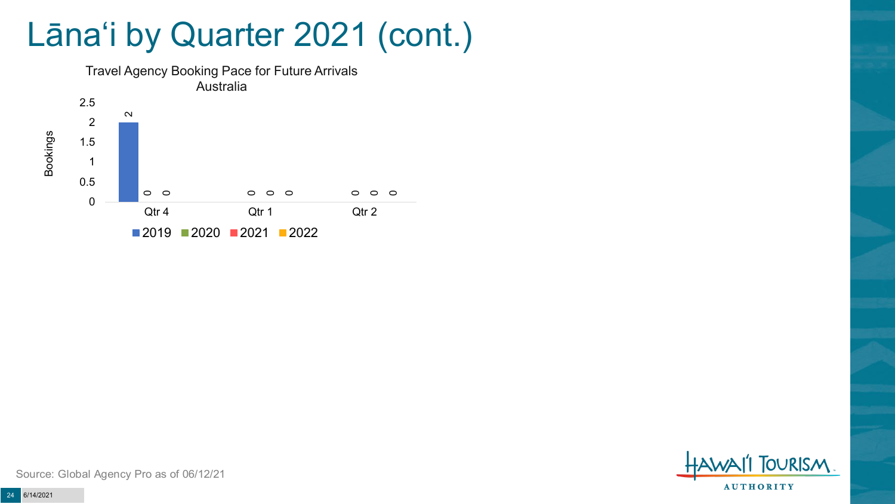# Lānaʻi by Quarter 2021 (cont.)

Travel Agency Booking Pace for Future Arrivals
Australia

| | 2019 | 2020 | 2021 | 2022 |
|---|---|---|---|---|
| Qtr 4 | 2 | 0 | 0 | |
| Qtr 1 | | 0 | 0 | 0 |
| Qtr 2 | | 0 | 0 | 0 |

Source: Global Agency Pro as of 06/12/21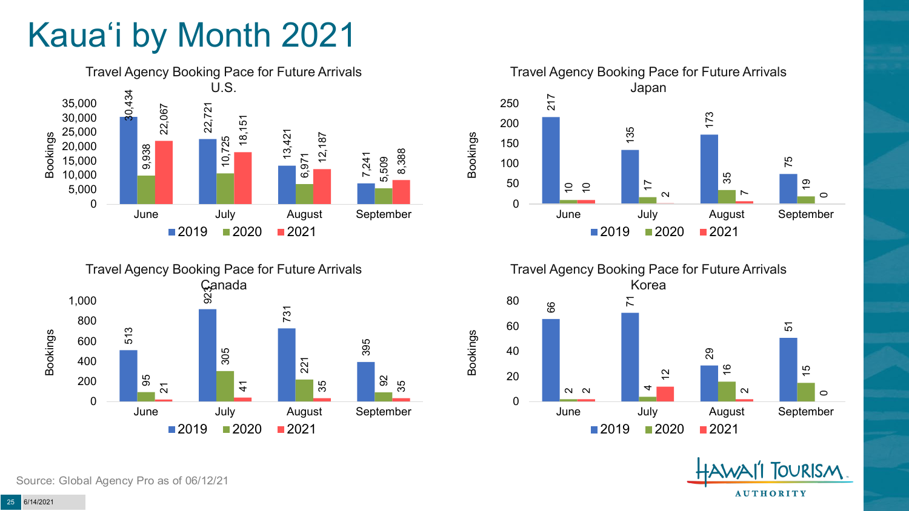# Kauaʻi by Month 2021

**Travel Agency Booking Pace for Future Arrivals U.S.**

| Month | 2019 | 2020 | 2021 |
|---|---|---|---|
| June | 30,434 | 9,938 | 22,067 |
| July | 22,721 | 10,725 | 18,151 |
| August | 13,421 | 6,971 | 12,187 |
| September | 7,241 | 5,509 | 8,388 |

**Travel Agency Booking Pace for Future Arrivals Japan**

| Month | 2019 | 2020 | 2021 |
|---|---|---|---|
| June | 217 | 10 | 10 |
| July | 135 | 17 | 2 |
| August | 173 | 35 | 7 |
| September | 75 | 19 | 0 |

**Travel Agency Booking Pace for Future Arrivals Canada**

| Month | 2019 | 2020 | 2021 |
|---|---|---|---|
| June | 513 | 95 | 21 |
| July | 923 | 305 | 41 |
| August | 731 | 221 | 35 |
| September | 395 | 92 | 35 |

**Travel Agency Booking Pace for Future Arrivals Korea**

| Month | 2019 | 2020 | 2021 |
|---|---|---|---|
| June | 66 | 2 | 2 |
| July | 71 | 4 | 12 |
| August | 29 | 16 | 2 |
| September | 51 | 15 | 0 |

Source: Global Agency Pro as of 06/12/21

6/14/2021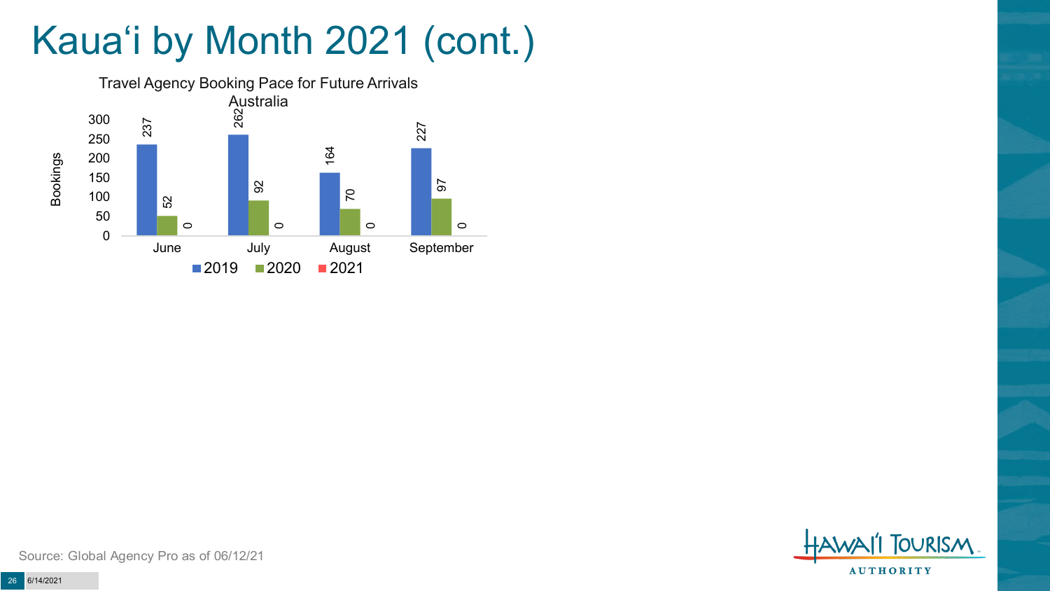# Kauaʻi by Month 2021 (cont.)

Travel Agency Booking Pace for Future Arrivals
Australia

| Month | 2019 | 2020 | 2021 |
|---|---|---|---|
| June | 237 | 52 | 0 |
| July | 262 | 92 | 0 |
| August | 164 | 70 | 0 |
| September | 227 | 97 | 0 |

Source: Global Agency Pro as of 06/12/21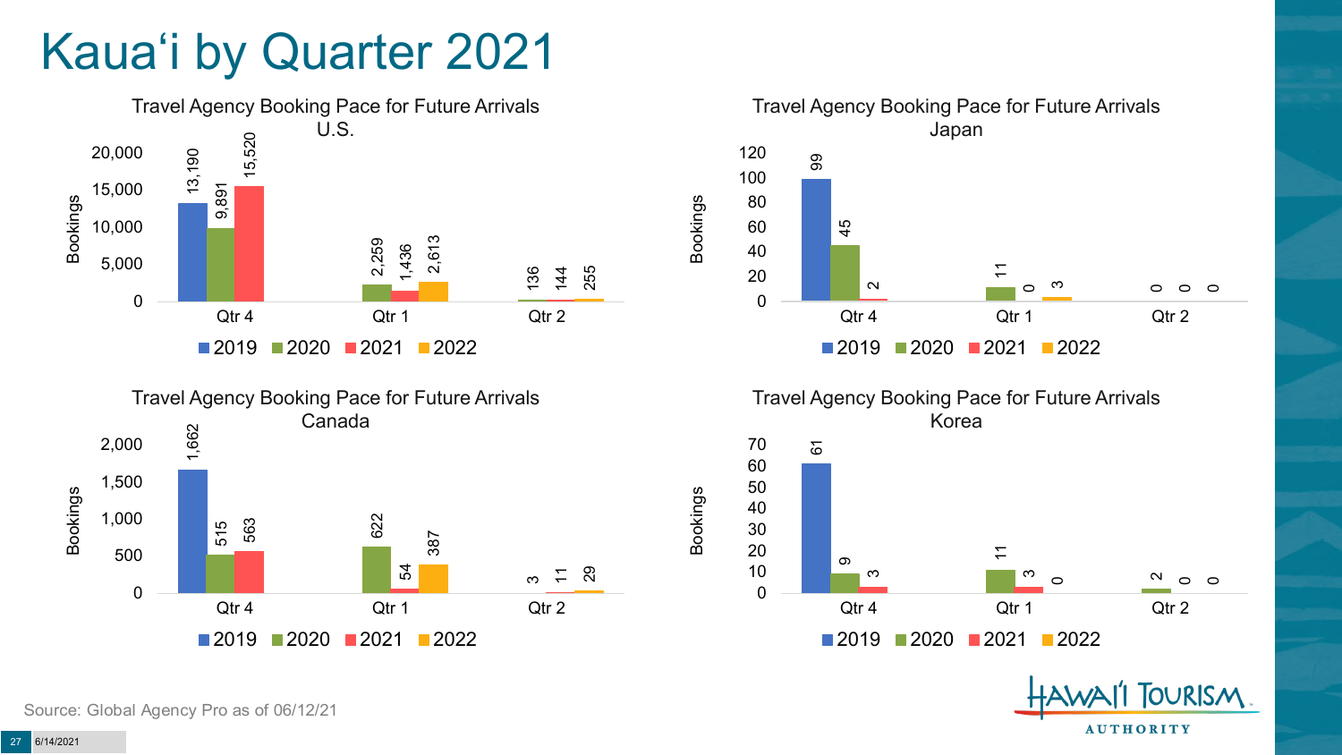# Kauaʻi by Quarter 2021

### Travel Agency Booking Pace for Future Arrivals U.S.

| Bookings | 2019 | 2020 | 2021 | 2022 |
|---|---|---|---|---|
| Qtr 4 | 13,190 | 9,891 | 15,520 | |
| Qtr 1 | | 2,259 | 1,436 | 2,613 |
| Qtr 2 | | 136 | 144 | 255 |

### Travel Agency Booking Pace for Future Arrivals Japan

| Bookings | 2019 | 2020 | 2021 | 2022 |
|---|---|---|---|---|
| Qtr 4 | 99 | 45 | 2 | |
| Qtr 1 | | 11 | 0 | 3 |
| Qtr 2 | | 0 | 0 | 0 |

### Travel Agency Booking Pace for Future Arrivals Canada

| Bookings | 2019 | 2020 | 2021 | 2022 |
|---|---|---|---|---|
| Qtr 4 | 1,662 | 515 | 563 | |
| Qtr 1 | | 622 | 54 | 387 |
| Qtr 2 | | 3 | 11 | 29 |

### Travel Agency Booking Pace for Future Arrivals Korea

| Bookings | 2019 | 2020 | 2021 | 2022 |
|---|---|---|---|---|
| Qtr 4 | 61 | 9 | 3 | |
| Qtr 1 | | 11 | 3 | 0 |
| Qtr 2 | | 2 | 0 | 0 |

Source: Global Agency Pro as of 06/12/21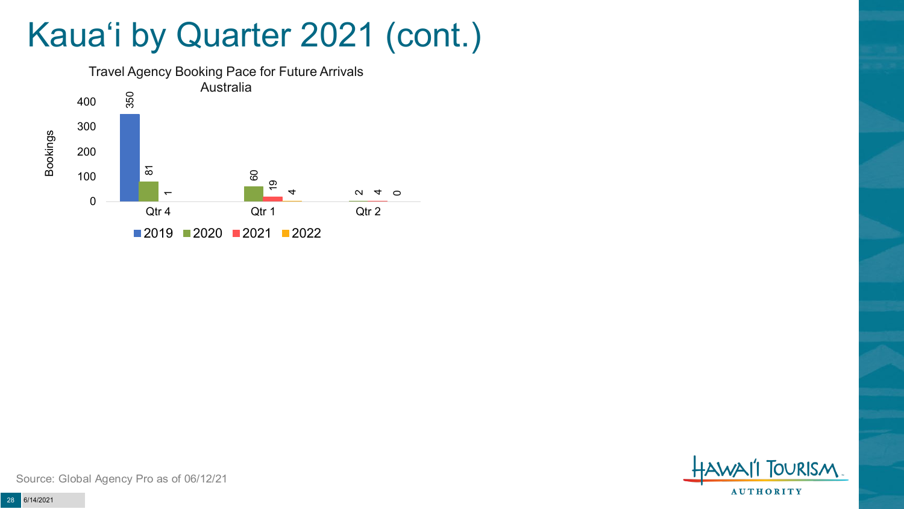# Kauaʻi by Quarter 2021 (cont.)

Travel Agency Booking Pace for Future Arrivals
Australia

| Quarter | 2019 | 2020 | 2021 | 2022 |
|---|---|---|---|---|
| Qtr 4 | 350 | 81 | 1 | |
| Qtr 1 | | 60 | 19 | 4 |
| Qtr 2 | | 2 | 4 | 0 |

Source: Global Agency Pro as of 06/12/21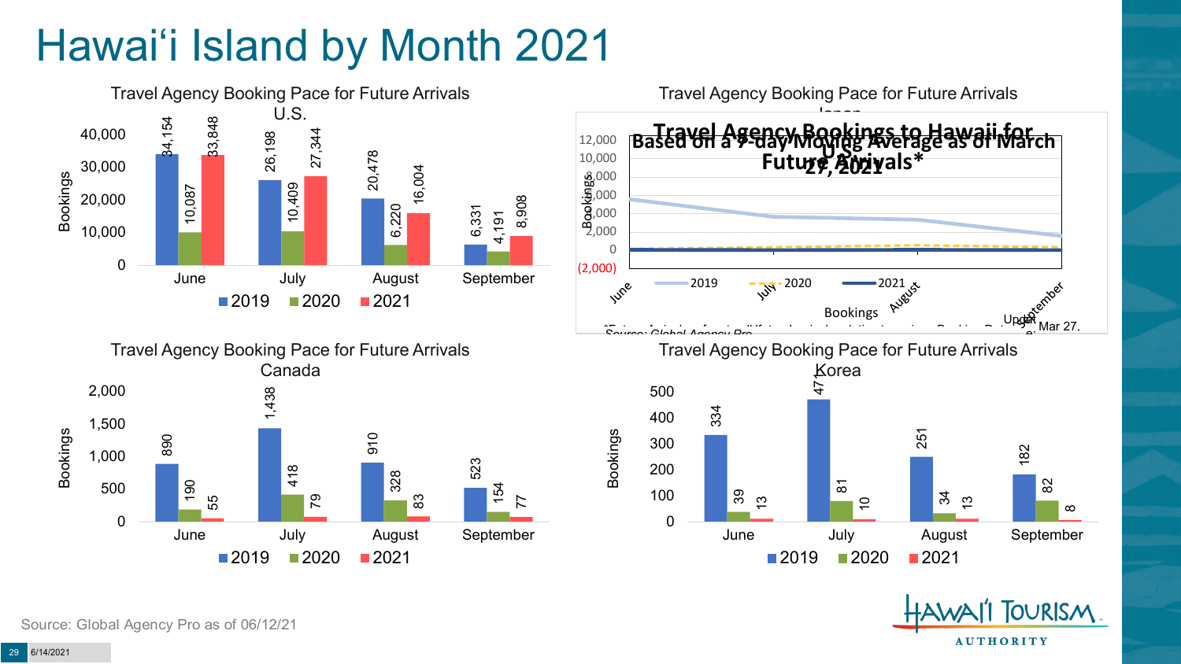# Hawai'i Island by Month 2021

## Travel Agency Booking Pace for Future Arrivals U.S.

| Month | 2019 | 2020 | 2021 |
|---|---|---|---|
| June | 34,154 | 10,087 | 33,848 |
| July | 26,198 | 10,409 | 27,344 |
| August | 20,478 | 6,220 | 16,004 |
| September | 6,331 | 4,191 | 8,908 |

## Travel Agency Booking Pace for Future Arrivals Japan

**Travel Agency Bookings to Hawaii for Future Arrivals* U.S. Based on a 7-day Moving Average as of March 27, 2021**

Bookings

Series: 2019, 2020, 2021 (June – September)

*Source: Global Agency Pro*

## Travel Agency Booking Pace for Future Arrivals Canada

| Month | 2019 | 2020 | 2021 |
|---|---|---|---|
| June | 890 | 190 | 55 |
| July | 1,438 | 418 | 79 |
| August | 910 | 328 | 83 |
| September | 523 | 154 | 77 |

## Travel Agency Booking Pace for Future Arrivals Korea

| Month | 2019 | 2020 | 2021 |
|---|---|---|---|
| June | 334 | 39 | 13 |
| July | 471 | 81 | 10 |
| August | 251 | 34 | 13 |
| September | 182 | 82 | 8 |

Source: Global Agency Pro as of 06/12/21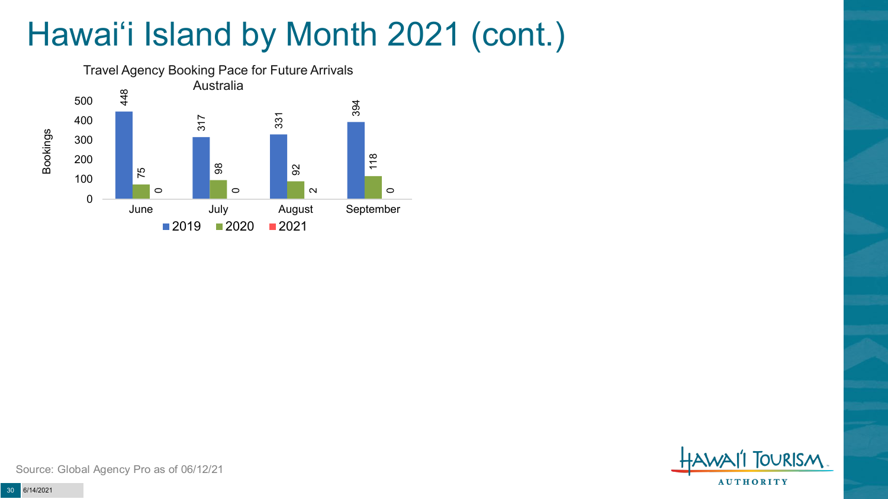# Hawai'i Island by Month 2021 (cont.)

Travel Agency Booking Pace for Future Arrivals
Australia

| Month | 2019 | 2020 | 2021 |
| --- | --- | --- | --- |
| June | 448 | 75 | 0 |
| July | 317 | 98 | 0 |
| August | 331 | 92 | 2 |
| September | 394 | 118 | 0 |

Source: Global Agency Pro as of 06/12/21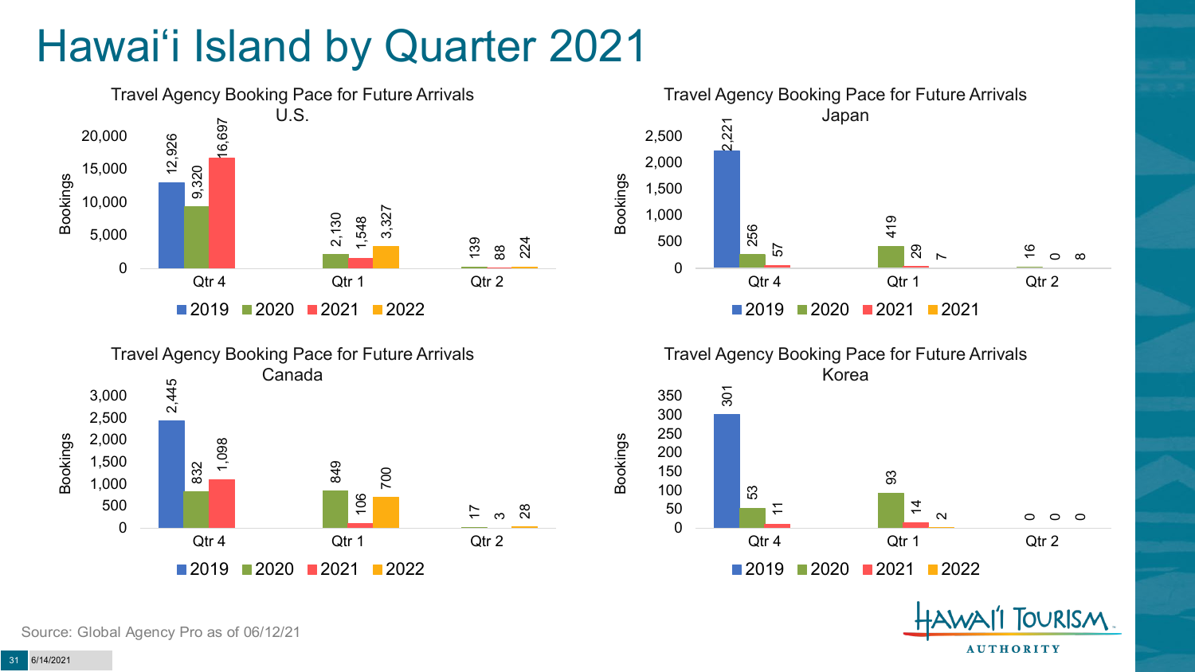# Hawaiʻi Island by Quarter 2021

### Travel Agency Booking Pace for Future Arrivals U.S.

| Bookings | 2019 | 2020 | 2021 | 2022 |
|---|---|---|---|---|
| Qtr 4 | 12,926 | 9,320 | 16,697 | |
| Qtr 1 | | 2,130 | 1,548 | 3,327 |
| Qtr 2 | | 139 | 88 | 224 |

### Travel Agency Booking Pace for Future Arrivals Japan

| Bookings | 2019 | 2020 | 2021 | 2021 |
|---|---|---|---|---|
| Qtr 4 | 2,221 | 256 | 57 | |
| Qtr 1 | | 419 | 29 | 7 |
| Qtr 2 | | 16 | 0 | 8 |

### Travel Agency Booking Pace for Future Arrivals Canada

| Bookings | 2019 | 2020 | 2021 | 2022 |
|---|---|---|---|---|
| Qtr 4 | 2,445 | 832 | 1,098 | |
| Qtr 1 | | 849 | 106 | 700 |
| Qtr 2 | | 17 | 3 | 28 |

### Travel Agency Booking Pace for Future Arrivals Korea

| Bookings | 2019 | 2020 | 2021 | 2022 |
|---|---|---|---|---|
| Qtr 4 | 301 | 53 | 11 | |
| Qtr 1 | | 93 | 14 | 2 |
| Qtr 2 | | 0 | 0 | 0 |

Source: Global Agency Pro as of 06/12/21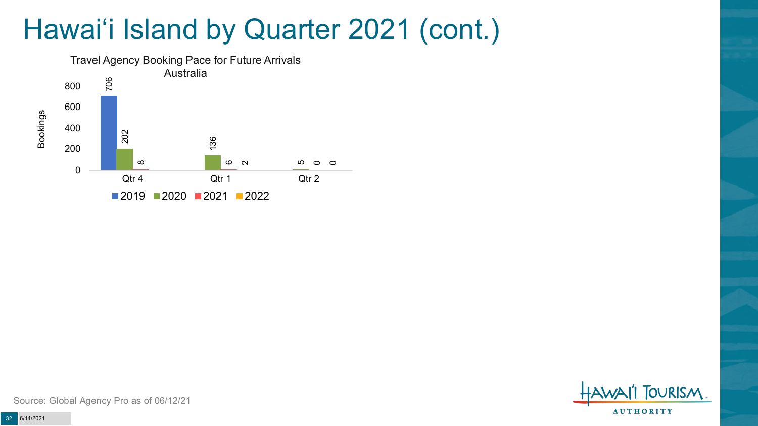# Hawai'i Island by Quarter 2021 (cont.)

Travel Agency Booking Pace for Future Arrivals
Australia

Bookings

800
600
400
200
0

706
202
8
136
6
2
5
0
0

Qtr 4
Qtr 1
Qtr 2

2019 2020 2021 2022

Source: Global Agency Pro as of 06/12/21